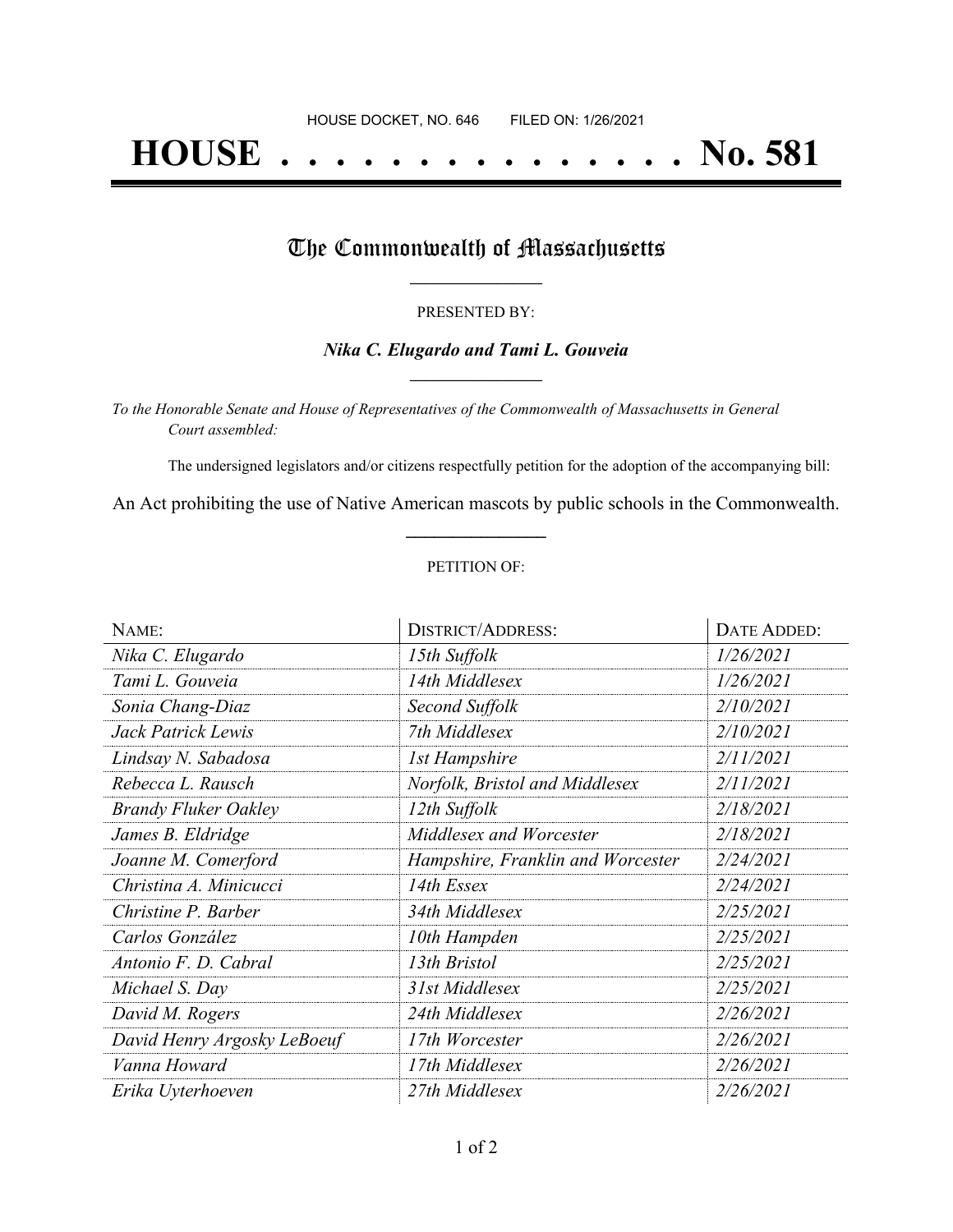HOUSE DOCKET, NO. 646        FILED ON: 1/26/2021

# HOUSE . . . . . . . . . . . . . . . No. 581

## The Commonwealth of Massachusetts

PRESENTED BY:

***Nika C. Elugardo and Tami L. Gouveia***

*To the Honorable Senate and House of Representatives of the Commonwealth of Massachusetts in General Court assembled:*

The undersigned legislators and/or citizens respectfully petition for the adoption of the accompanying bill:

An Act prohibiting the use of Native American mascots by public schools in the Commonwealth.

PETITION OF:

| NAME: | DISTRICT/ADDRESS: | DATE ADDED: |
|---|---|---|
| *Nika C. Elugardo* | *15th Suffolk* | *1/26/2021* |
| *Tami L. Gouveia* | *14th Middlesex* | *1/26/2021* |
| *Sonia Chang-Diaz* | *Second Suffolk* | *2/10/2021* |
| *Jack Patrick Lewis* | *7th Middlesex* | *2/10/2021* |
| *Lindsay N. Sabadosa* | *1st Hampshire* | *2/11/2021* |
| *Rebecca L. Rausch* | *Norfolk, Bristol and Middlesex* | *2/11/2021* |
| *Brandy Fluker Oakley* | *12th Suffolk* | *2/18/2021* |
| *James B. Eldridge* | *Middlesex and Worcester* | *2/18/2021* |
| *Joanne M. Comerford* | *Hampshire, Franklin and Worcester* | *2/24/2021* |
| *Christina A. Minicucci* | *14th Essex* | *2/24/2021* |
| *Christine P. Barber* | *34th Middlesex* | *2/25/2021* |
| *Carlos González* | *10th Hampden* | *2/25/2021* |
| *Antonio F. D. Cabral* | *13th Bristol* | *2/25/2021* |
| *Michael S. Day* | *31st Middlesex* | *2/25/2021* |
| *David M. Rogers* | *24th Middlesex* | *2/26/2021* |
| *David Henry Argosky LeBoeuf* | *17th Worcester* | *2/26/2021* |
| *Vanna Howard* | *17th Middlesex* | *2/26/2021* |
| *Erika Uyterhoeven* | *27th Middlesex* | *2/26/2021* |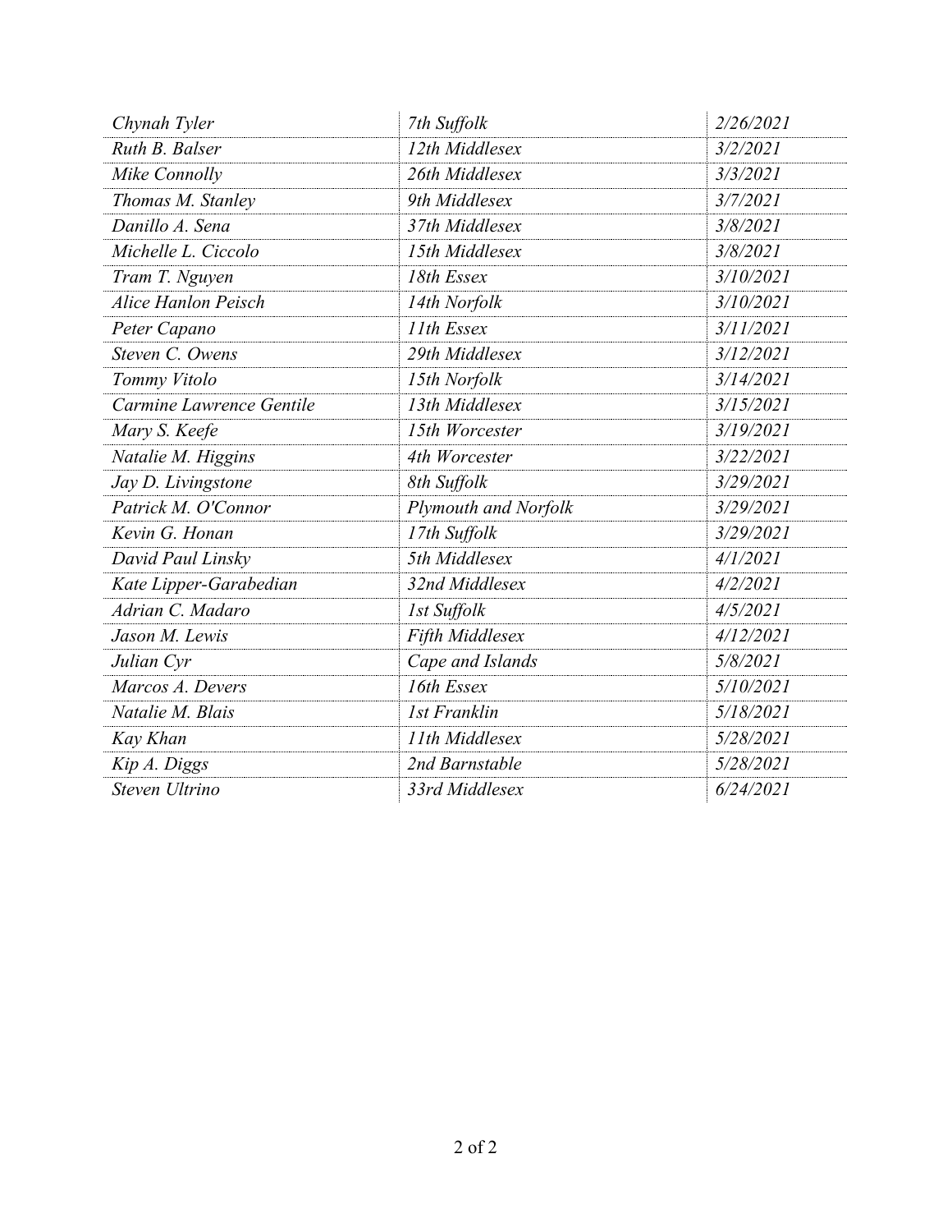| | | |
|---|---|---|
| *Chynah Tyler* | *7th Suffolk* | *2/26/2021* |
| *Ruth B. Balser* | *12th Middlesex* | *3/2/2021* |
| *Mike Connolly* | *26th Middlesex* | *3/3/2021* |
| *Thomas M. Stanley* | *9th Middlesex* | *3/7/2021* |
| *Danillo A. Sena* | *37th Middlesex* | *3/8/2021* |
| *Michelle L. Ciccolo* | *15th Middlesex* | *3/8/2021* |
| *Tram T. Nguyen* | *18th Essex* | *3/10/2021* |
| *Alice Hanlon Peisch* | *14th Norfolk* | *3/10/2021* |
| *Peter Capano* | *11th Essex* | *3/11/2021* |
| *Steven C. Owens* | *29th Middlesex* | *3/12/2021* |
| *Tommy Vitolo* | *15th Norfolk* | *3/14/2021* |
| *Carmine Lawrence Gentile* | *13th Middlesex* | *3/15/2021* |
| *Mary S. Keefe* | *15th Worcester* | *3/19/2021* |
| *Natalie M. Higgins* | *4th Worcester* | *3/22/2021* |
| *Jay D. Livingstone* | *8th Suffolk* | *3/29/2021* |
| *Patrick M. O'Connor* | *Plymouth and Norfolk* | *3/29/2021* |
| *Kevin G. Honan* | *17th Suffolk* | *3/29/2021* |
| *David Paul Linsky* | *5th Middlesex* | *4/1/2021* |
| *Kate Lipper-Garabedian* | *32nd Middlesex* | *4/2/2021* |
| *Adrian C. Madaro* | *1st Suffolk* | *4/5/2021* |
| *Jason M. Lewis* | *Fifth Middlesex* | *4/12/2021* |
| *Julian Cyr* | *Cape and Islands* | *5/8/2021* |
| *Marcos A. Devers* | *16th Essex* | *5/10/2021* |
| *Natalie M. Blais* | *1st Franklin* | *5/18/2021* |
| *Kay Khan* | *11th Middlesex* | *5/28/2021* |
| *Kip A. Diggs* | *2nd Barnstable* | *5/28/2021* |
| *Steven Ultrino* | *33rd Middlesex* | *6/24/2021* |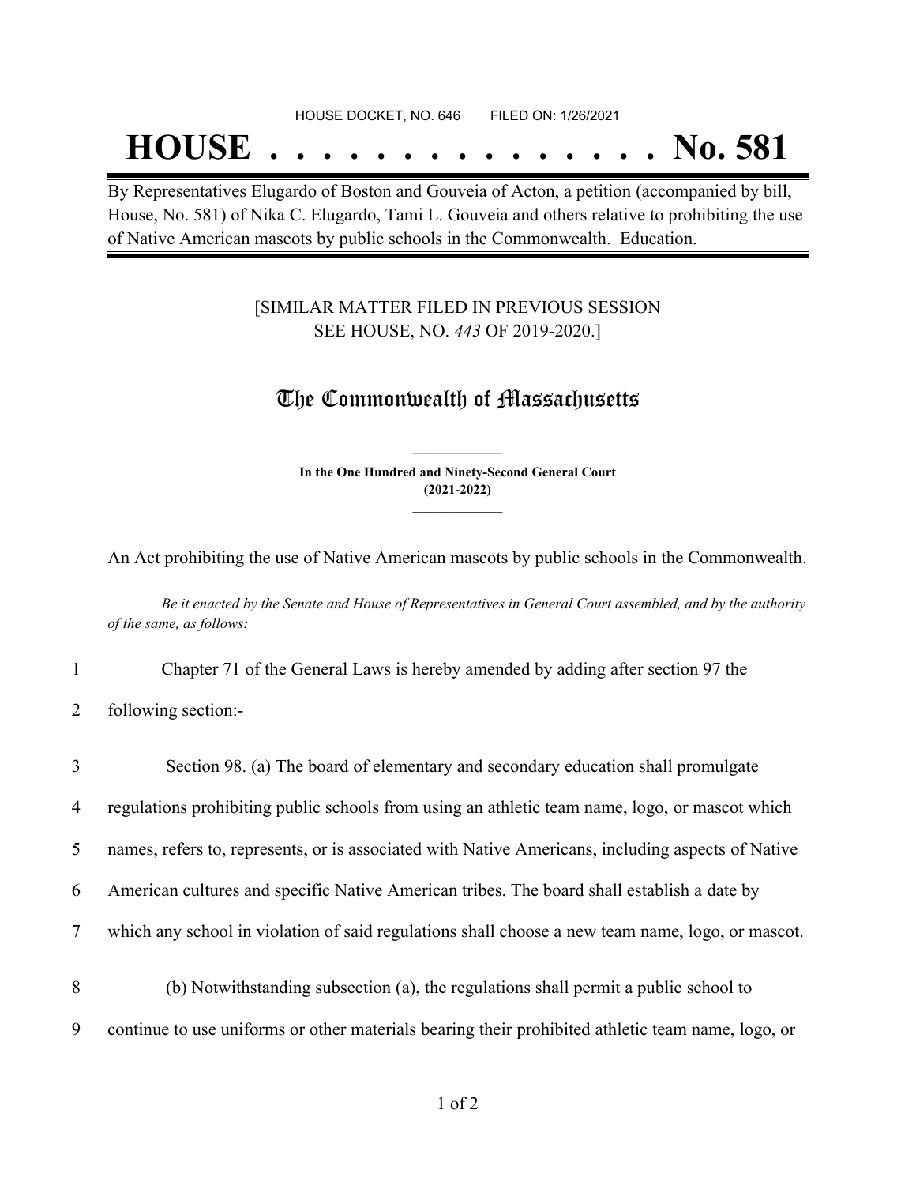HOUSE DOCKET, NO. 646 FILED ON: 1/26/2021

# HOUSE . . . . . . . . . . . . . . . No. 581

By Representatives Elugardo of Boston and Gouveia of Acton, a petition (accompanied by bill, House, No. 581) of Nika C. Elugardo, Tami L. Gouveia and others relative to prohibiting the use of Native American mascots by public schools in the Commonwealth. Education.

[SIMILAR MATTER FILED IN PREVIOUS SESSION SEE HOUSE, NO. *443* OF 2019-2020.]

## The Commonwealth of Massachusetts

**In the One Hundred and Ninety-Second General Court (2021-2022)**

An Act prohibiting the use of Native American mascots by public schools in the Commonwealth.

*Be it enacted by the Senate and House of Representatives in General Court assembled, and by the authority of the same, as follows:*

1 Chapter 71 of the General Laws is hereby amended by adding after section 97 the
2 following section:-

3 Section 98. (a) The board of elementary and secondary education shall promulgate
4 regulations prohibiting public schools from using an athletic team name, logo, or mascot which
5 names, refers to, represents, or is associated with Native Americans, including aspects of Native
6 American cultures and specific Native American tribes. The board shall establish a date by
7 which any school in violation of said regulations shall choose a new team name, logo, or mascot.

8 (b) Notwithstanding subsection (a), the regulations shall permit a public school to
9 continue to use uniforms or other materials bearing their prohibited athletic team name, logo, or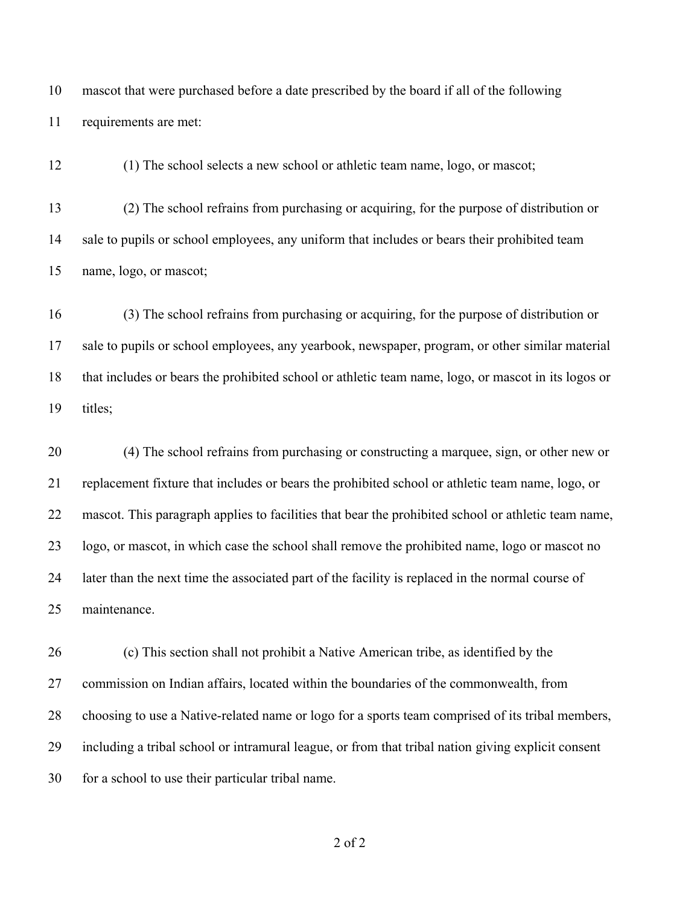mascot that were purchased before a date prescribed by the board if all of the following requirements are met:

(1) The school selects a new school or athletic team name, logo, or mascot;

(2) The school refrains from purchasing or acquiring, for the purpose of distribution or sale to pupils or school employees, any uniform that includes or bears their prohibited team name, logo, or mascot;

(3) The school refrains from purchasing or acquiring, for the purpose of distribution or sale to pupils or school employees, any yearbook, newspaper, program, or other similar material that includes or bears the prohibited school or athletic team name, logo, or mascot in its logos or titles;

(4) The school refrains from purchasing or constructing a marquee, sign, or other new or replacement fixture that includes or bears the prohibited school or athletic team name, logo, or mascot. This paragraph applies to facilities that bear the prohibited school or athletic team name, logo, or mascot, in which case the school shall remove the prohibited name, logo or mascot no later than the next time the associated part of the facility is replaced in the normal course of maintenance.

(c) This section shall not prohibit a Native American tribe, as identified by the commission on Indian affairs, located within the boundaries of the commonwealth, from choosing to use a Native-related name or logo for a sports team comprised of its tribal members, including a tribal school or intramural league, or from that tribal nation giving explicit consent for a school to use their particular tribal name.